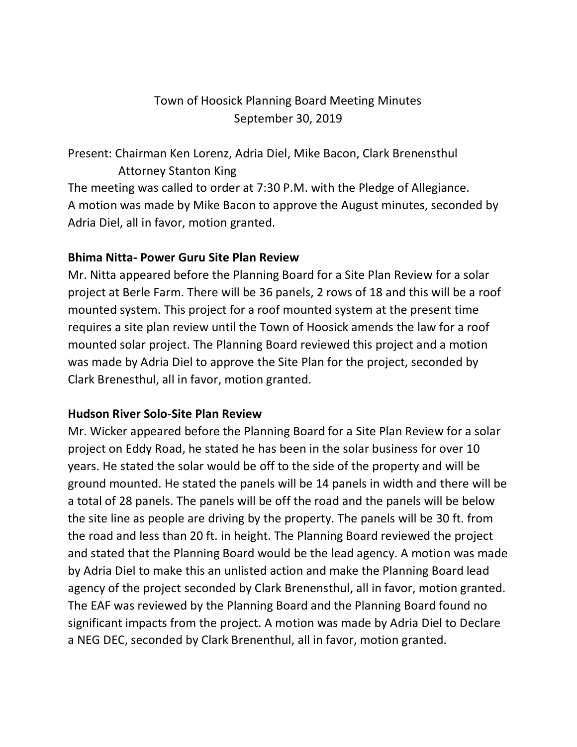Town of Hoosick Planning Board Meeting Minutes
September 30, 2019

Present: Chairman Ken Lorenz, Adria Diel, Mike Bacon, Clark Brenensthul
Attorney Stanton King

The meeting was called to order at 7:30 P.M. with the Pledge of Allegiance.
A motion was made by Mike Bacon to approve the August minutes, seconded by Adria Diel, all in favor, motion granted.

**Bhima Nitta- Power Guru Site Plan Review**

Mr. Nitta appeared before the Planning Board for a Site Plan Review for a solar project at Berle Farm. There will be 36 panels, 2 rows of 18 and this will be a roof mounted system. This project for a roof mounted system at the present time requires a site plan review until the Town of Hoosick amends the law for a roof mounted solar project. The Planning Board reviewed this project and a motion was made by Adria Diel to approve the Site Plan for the project, seconded by Clark Brenesthul, all in favor, motion granted.

**Hudson River Solo-Site Plan Review**

Mr. Wicker appeared before the Planning Board for a Site Plan Review for a solar project on Eddy Road, he stated he has been in the solar business for over 10 years. He stated the solar would be off to the side of the property and will be ground mounted. He stated the panels will be 14 panels in width and there will be a total of 28 panels. The panels will be off the road and the panels will be below the site line as people are driving by the property. The panels will be 30 ft. from the road and less than 20 ft. in height. The Planning Board reviewed the project and stated that the Planning Board would be the lead agency. A motion was made by Adria Diel to make this an unlisted action and make the Planning Board lead agency of the project seconded by Clark Brenensthul, all in favor, motion granted. The EAF was reviewed by the Planning Board and the Planning Board found no significant impacts from the project. A motion was made by Adria Diel to Declare a NEG DEC, seconded by Clark Brenenthul, all in favor, motion granted.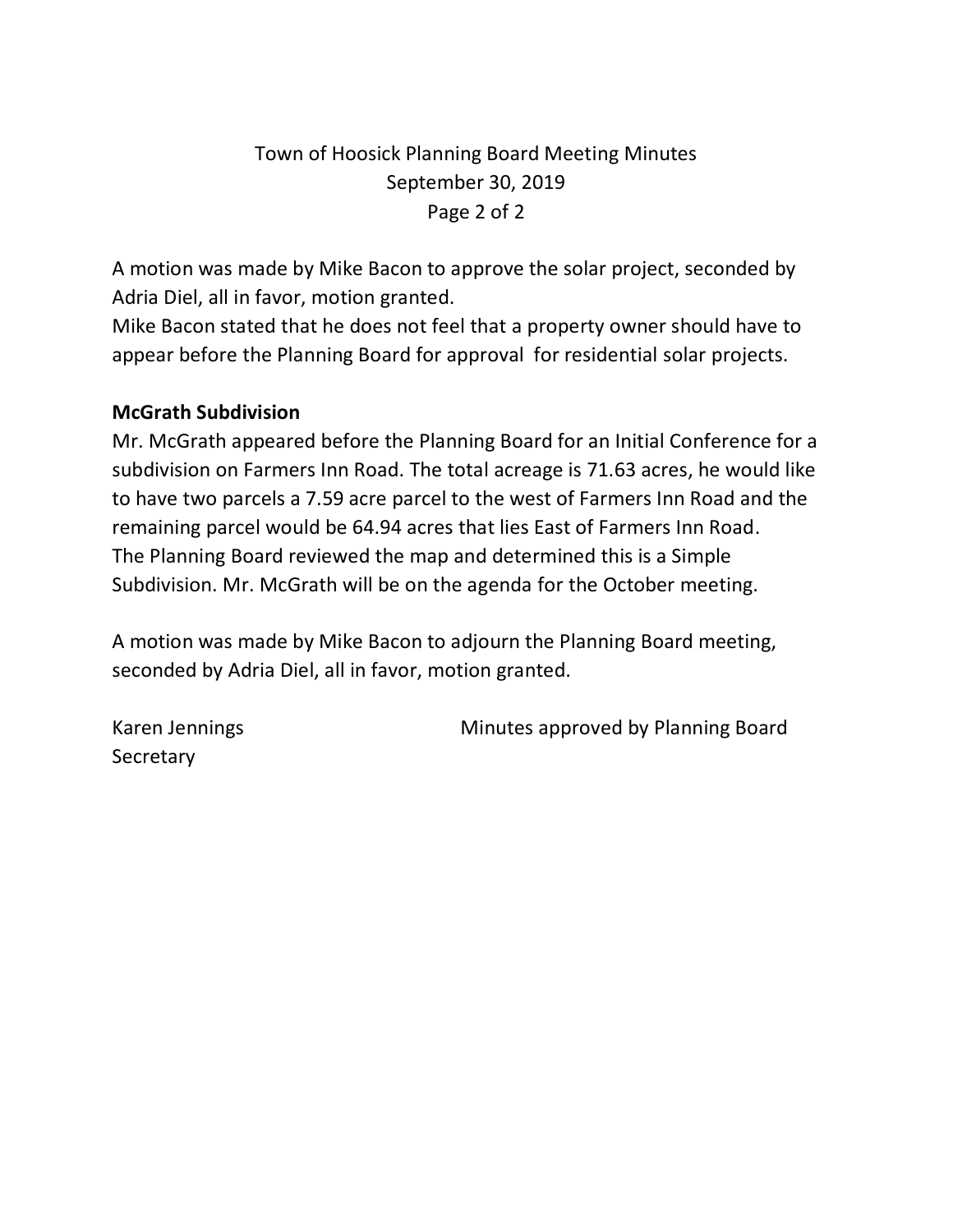A motion was made by Mike Bacon to approve the solar project, seconded by Adria Diel, all in favor, motion granted.
Mike Bacon stated that he does not feel that a property owner should have to appear before the Planning Board for approval for residential solar projects.

**McGrath Subdivision**
Mr. McGrath appeared before the Planning Board for an Initial Conference for a subdivision on Farmers Inn Road. The total acreage is 71.63 acres, he would like to have two parcels a 7.59 acre parcel to the west of Farmers Inn Road and the remaining parcel would be 64.94 acres that lies East of Farmers Inn Road.
The Planning Board reviewed the map and determined this is a Simple Subdivision. Mr. McGrath will be on the agenda for the October meeting.

A motion was made by Mike Bacon to adjourn the Planning Board meeting, seconded by Adria Diel, all in favor, motion granted.

Karen Jennings
Secretary

Minutes approved by Planning Board